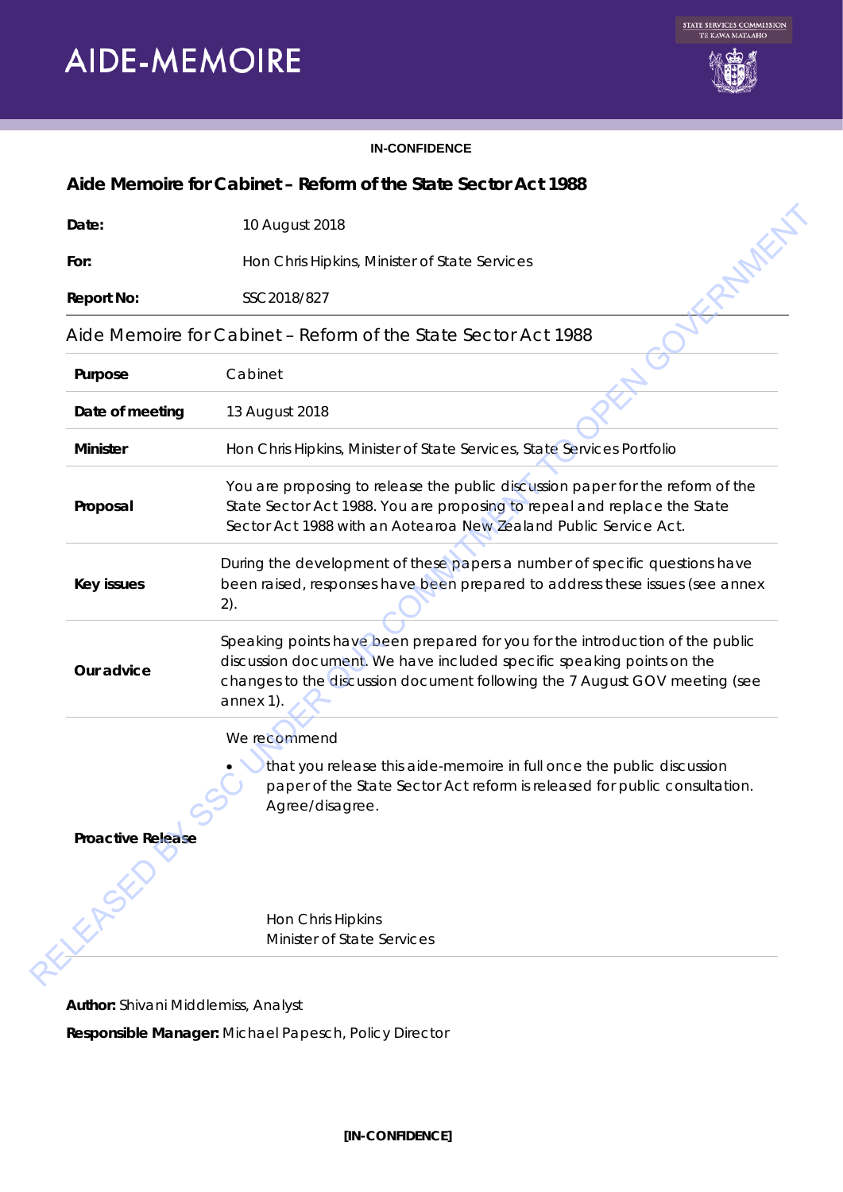# AIDE-MEMOIRE

IN-CONFIDENCE

## Aide Memoire for Cabinet – Reform of the State Sector Act 1988

| | |
|---|---|
| **Date:** | 10 August 2018 |
| **For:** | Hon Chris Hipkins, Minister of State Services |
| **Report No:** | SSC2018/827 |

### Aide Memoire for Cabinet – Reform of the State Sector Act 1988

| | |
|---|---|
| **Purpose** | Cabinet |
| **Date of meeting** | 13 August 2018 |
| **Minister** | Hon Chris Hipkins, Minister of State Services, State Services Portfolio |
| **Proposal** | You are proposing to release the public discussion paper for the reform of the State Sector Act 1988. You are proposing to repeal and replace the State Sector Act 1988 with an Aotearoa New Zealand Public Service Act. |
| **Key issues** | During the development of these papers a number of specific questions have been raised, responses have been prepared to address these issues (see annex 2). |
| **Our advice** | Speaking points have been prepared for you for the introduction of the public discussion document. We have included specific speaking points on the changes to the discussion document following the 7 August GOV meeting (see annex 1). |
| **Proactive Release** | We recommend<br>• that you release this aide-memoire in full once the public discussion paper of the State Sector Act reform is released for public consultation. Agree/disagree.<br><br>Hon Chris Hipkins<br>Minister of State Services |

**Author:** Shivani Middlemiss, Analyst

**Responsible Manager:** Michael Papesch, Policy Director

[IN-CONFIDENCE]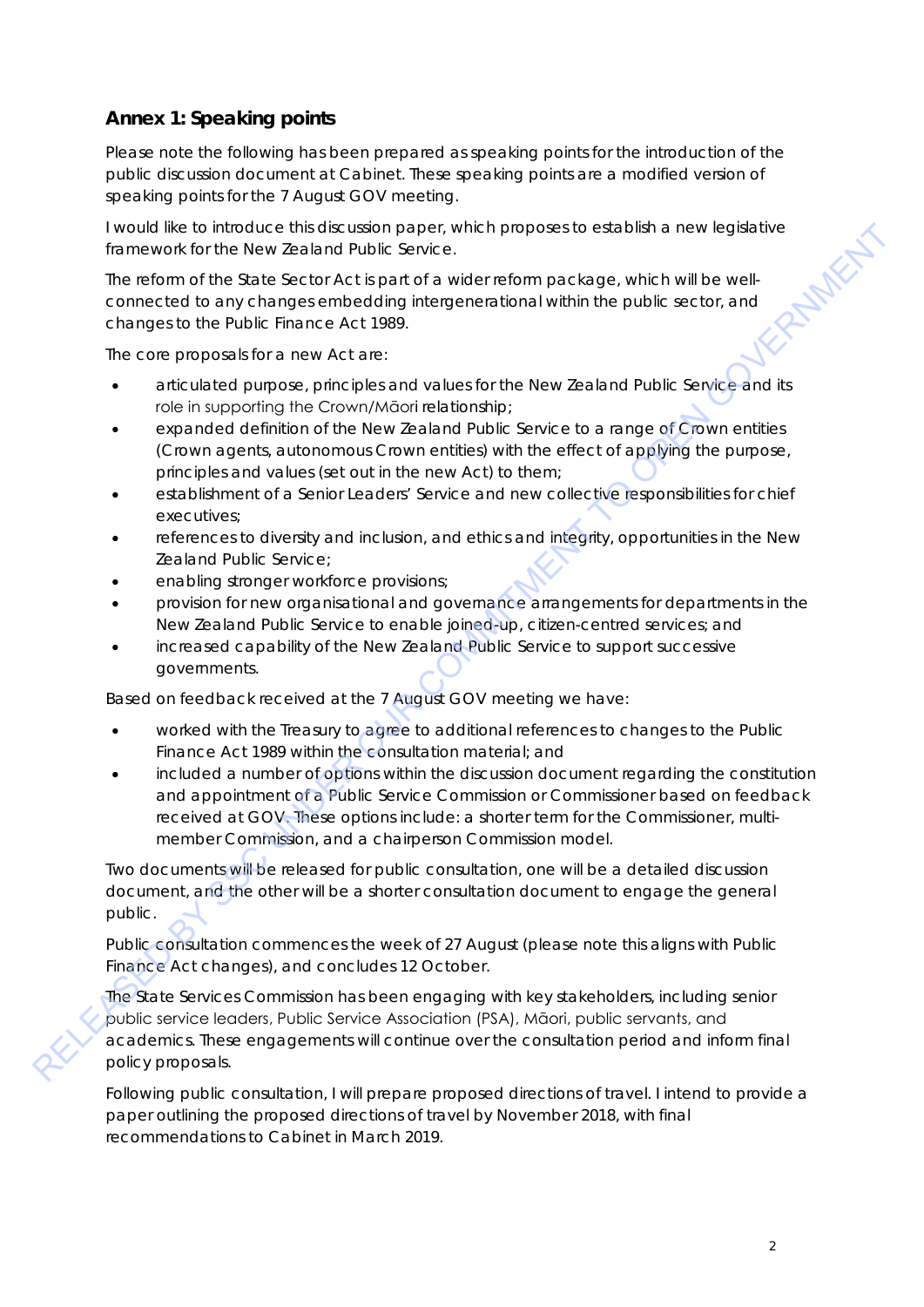## Annex 1: Speaking points

Please note the following has been prepared as speaking points for the introduction of the public discussion document at Cabinet. These speaking points are a modified version of speaking points for the 7 August GOV meeting.

I would like to introduce this discussion paper, which proposes to establish a new legislative framework for the New Zealand Public Service.

The reform of the State Sector Act is part of a wider reform package, which will be well-connected to any changes embedding intergenerational within the public sector, and changes to the Public Finance Act 1989.

The core proposals for a new Act are:

- articulated purpose, principles and values for the New Zealand Public Service and its role in supporting the Crown/Māori relationship;
- expanded definition of the New Zealand Public Service to a range of Crown entities (Crown agents, autonomous Crown entities) with the effect of applying the purpose, principles and values (set out in the new Act) to them;
- establishment of a Senior Leaders' Service and new collective responsibilities for chief executives;
- references to diversity and inclusion, and ethics and integrity, opportunities in the New Zealand Public Service;
- enabling stronger workforce provisions;
- provision for new organisational and governance arrangements for departments in the New Zealand Public Service to enable joined-up, citizen-centred services; and
- increased capability of the New Zealand Public Service to support successive governments.

Based on feedback received at the 7 August GOV meeting we have:

- worked with the Treasury to agree to additional references to changes to the Public Finance Act 1989 within the consultation material; and
- included a number of options within the discussion document regarding the constitution and appointment of a Public Service Commission or Commissioner based on feedback received at GOV. These options include: a shorter term for the Commissioner, multi-member Commission, and a chairperson Commission model.

Two documents will be released for public consultation, one will be a detailed discussion document, and the other will be a shorter consultation document to engage the general public.

Public consultation commences the week of 27 August (please note this aligns with Public Finance Act changes), and concludes 12 October.

The State Services Commission has been engaging with key stakeholders, including senior public service leaders, Public Service Association (PSA), Māori, public servants, and academics. These engagements will continue over the consultation period and inform final policy proposals.

Following public consultation, I will prepare proposed directions of travel. I intend to provide a paper outlining the proposed directions of travel by November 2018, with final recommendations to Cabinet in March 2019.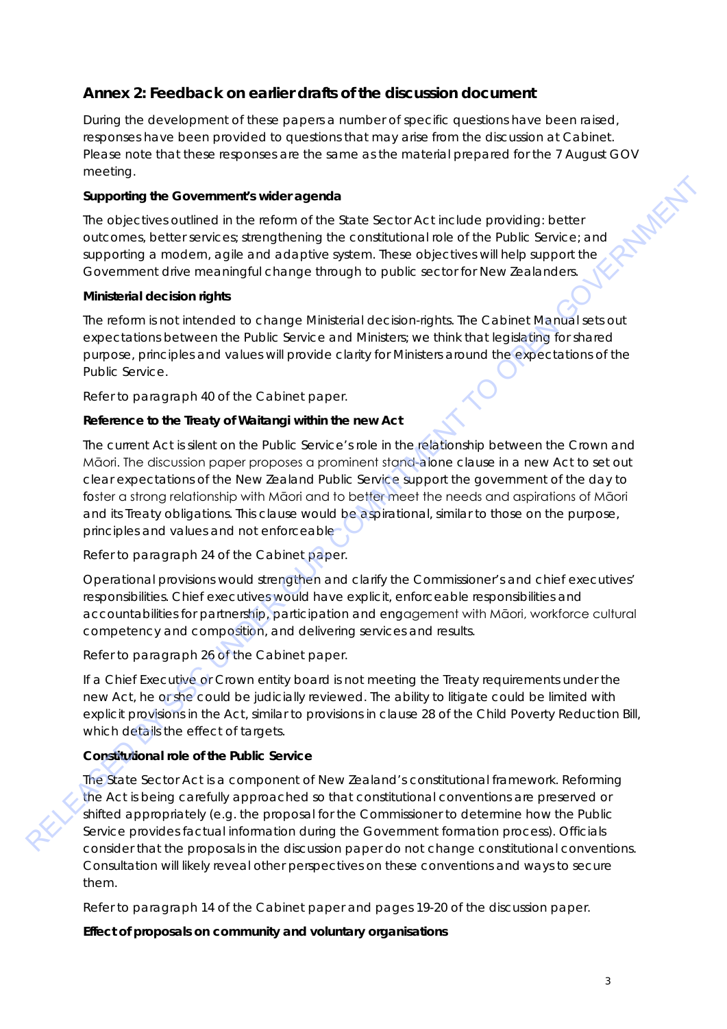## Annex 2: Feedback on earlier drafts of the discussion document

During the development of these papers a number of specific questions have been raised, responses have been provided to questions that may arise from the discussion at Cabinet. Please note that these responses are the same as the material prepared for the 7 August GOV meeting.

**Supporting the Government's wider agenda**

The objectives outlined in the reform of the State Sector Act include providing: better outcomes, better services; strengthening the constitutional role of the Public Service; and supporting a modern, agile and adaptive system. These objectives will help support the Government drive meaningful change through to public sector for New Zealanders.

**Ministerial decision rights**

The reform is not intended to change Ministerial decision-rights. The Cabinet Manual sets out expectations between the Public Service and Ministers; we think that legislating for shared purpose, principles and values will provide clarity for Ministers around the expectations of the Public Service.

Refer to paragraph 40 of the Cabinet paper.

**Reference to the Treaty of Waitangi within the new Act**

The current Act is silent on the Public Service's role in the relationship between the Crown and Māori. The discussion paper proposes a prominent stand-alone clause in a new Act to set out clear expectations of the New Zealand Public Service support the government of the day to foster a strong relationship with Māori and to better meet the needs and aspirations of Māori and its Treaty obligations. This clause would be aspirational, similar to those on the purpose, principles and values and not enforceable

Refer to paragraph 24 of the Cabinet paper.

Operational provisions would strengthen and clarify the Commissioner's and chief executives' responsibilities. Chief executives would have explicit, enforceable responsibilities and accountabilities for partnership, participation and engagement with Māori, workforce cultural competency and composition, and delivering services and results.

Refer to paragraph 26 of the Cabinet paper.

If a Chief Executive or Crown entity board is not meeting the Treaty requirements under the new Act, he or she could be judicially reviewed. The ability to litigate could be limited with explicit provisions in the Act, similar to provisions in clause 28 of the Child Poverty Reduction Bill, which details the effect of targets.

**Constitutional role of the Public Service**

The State Sector Act is a component of New Zealand's constitutional framework. Reforming the Act is being carefully approached so that constitutional conventions are preserved or shifted appropriately (e.g. the proposal for the Commissioner to determine how the Public Service provides factual information during the Government formation process). Officials consider that the proposals in the discussion paper do not change constitutional conventions. Consultation will likely reveal other perspectives on these conventions and ways to secure them.

Refer to paragraph 14 of the Cabinet paper and pages 19-20 of the discussion paper.

**Effect of proposals on community and voluntary organisations**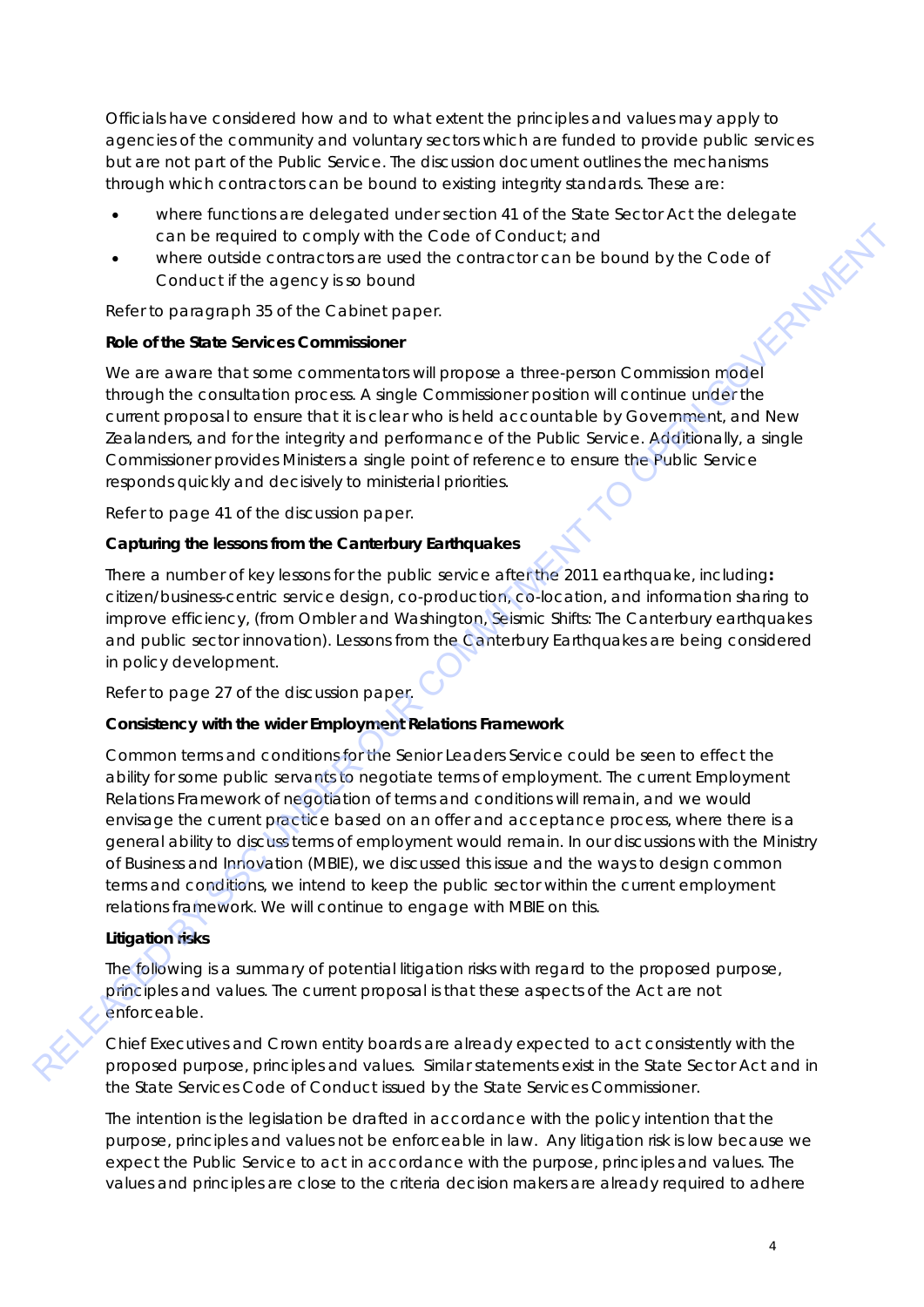Officials have considered how and to what extent the principles and values may apply to agencies of the community and voluntary sectors which are funded to provide public services but are not part of the Public Service. The discussion document outlines the mechanisms through which contractors can be bound to existing integrity standards. These are:

- where functions are delegated under section 41 of the State Sector Act the delegate can be required to comply with the Code of Conduct; and
- where outside contractors are used the contractor can be bound by the Code of Conduct if the agency is so bound

Refer to paragraph 35 of the Cabinet paper.

**Role of the State Services Commissioner**

We are aware that some commentators will propose a three-person Commission model through the consultation process. A single Commissioner position will continue under the current proposal to ensure that it is clear who is held accountable by Government, and New Zealanders, and for the integrity and performance of the Public Service. Additionally, a single Commissioner provides Ministers a single point of reference to ensure the Public Service responds quickly and decisively to ministerial priorities.

Refer to page 41 of the discussion paper.

**Capturing the lessons from the Canterbury Earthquakes**

There a number of key lessons for the public service after the 2011 earthquake, including**:** citizen/business-centric service design, co-production, co-location, and information sharing to improve efficiency, (from Ombler and Washington, Seismic Shifts: The Canterbury earthquakes and public sector innovation). Lessons from the Canterbury Earthquakes are being considered in policy development.

Refer to page 27 of the discussion paper.

**Consistency with the wider Employment Relations Framework**

Common terms and conditions for the Senior Leaders Service could be seen to effect the ability for some public servants to negotiate terms of employment. The current Employment Relations Framework of negotiation of terms and conditions will remain, and we would envisage the current practice based on an offer and acceptance process, where there is a general ability to discuss terms of employment would remain. In our discussions with the Ministry of Business and Innovation (MBIE), we discussed this issue and the ways to design common terms and conditions, we intend to keep the public sector within the current employment relations framework. We will continue to engage with MBIE on this.

**Litigation risks**

The following is a summary of potential litigation risks with regard to the proposed purpose, principles and values. The current proposal is that these aspects of the Act are not enforceable.

Chief Executives and Crown entity boards are already expected to act consistently with the proposed purpose, principles and values. Similar statements exist in the State Sector Act and in the State Services Code of Conduct issued by the State Services Commissioner.

The intention is the legislation be drafted in accordance with the policy intention that the purpose, principles and values not be enforceable in law. Any litigation risk is low because we expect the Public Service to act in accordance with the purpose, principles and values. The values and principles are close to the criteria decision makers are already required to adhere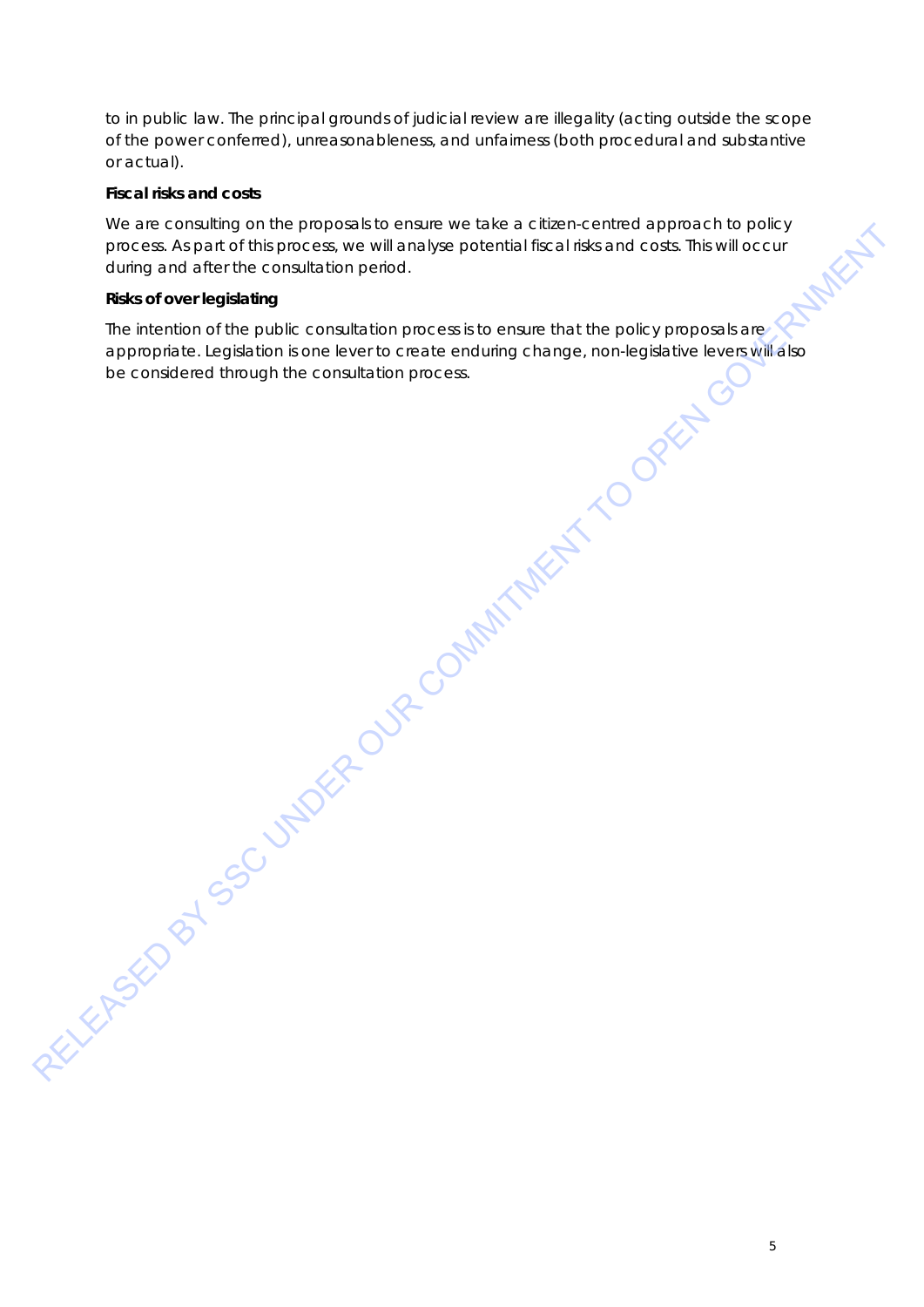to in public law. The principal grounds of judicial review are illegality (acting outside the scope of the power conferred), unreasonableness, and unfairness (both procedural and substantive or actual).

**Fiscal risks and costs**

We are consulting on the proposals to ensure we take a citizen-centred approach to policy process. As part of this process, we will analyse potential fiscal risks and costs. This will occur during and after the consultation period.

**Risks of over legislating**

The intention of the public consultation process is to ensure that the policy proposals are appropriate. Legislation is one lever to create enduring change, non-legislative levers will also be considered through the consultation process.